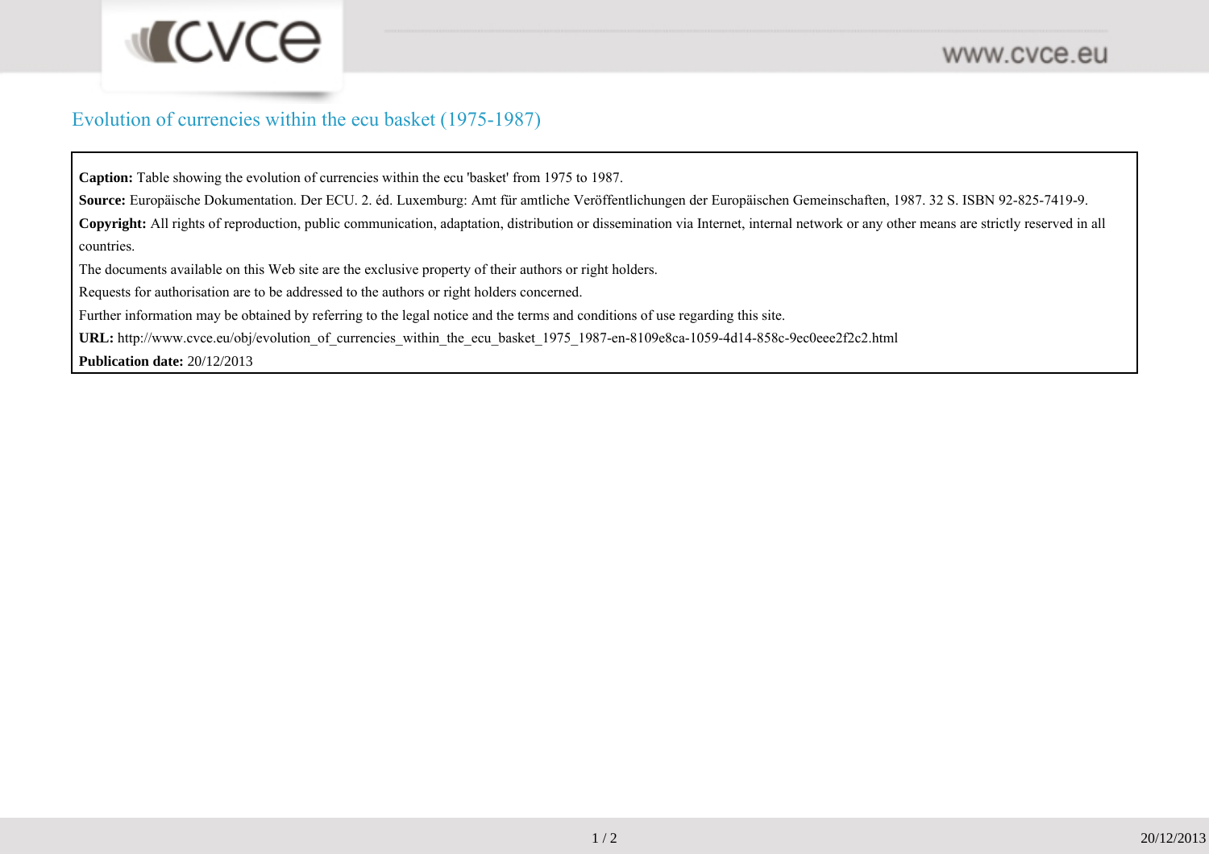# Evolution of currencies within the ecu basket (1975-1987)

**Caption:** Table showing the evolution of currencies within the ecu 'basket' from 1975 to 1987.

**Source:** Europäische Dokumentation. Der ECU. 2. éd. Luxemburg: Amt für amtliche Veröffentlichungen der Europäischen Gemeinschaften, 1987. 32 S. ISBN 92-825-7419-9.

**Copyright:** All rights of reproduction, public communication, adaptation, distribution or dissemination via Internet, internal network or any other means are strictly reserved in all countries.

The documents available on this Web site are the exclusive property of their authors or right holders.

Requests for authorisation are to be addressed to the authors or right holders concerned.

Further information may be obtained by referring to the legal notice and the terms and conditions of use regarding this site.

**URL:** http://www.cvce.eu/obj/evolution_of_currencies_within_the_ecu_basket_1975_1987-en-8109e8ca-1059-4d14-858c-9ec0eee2f2c2.html

**Publication date:** 20/12/2013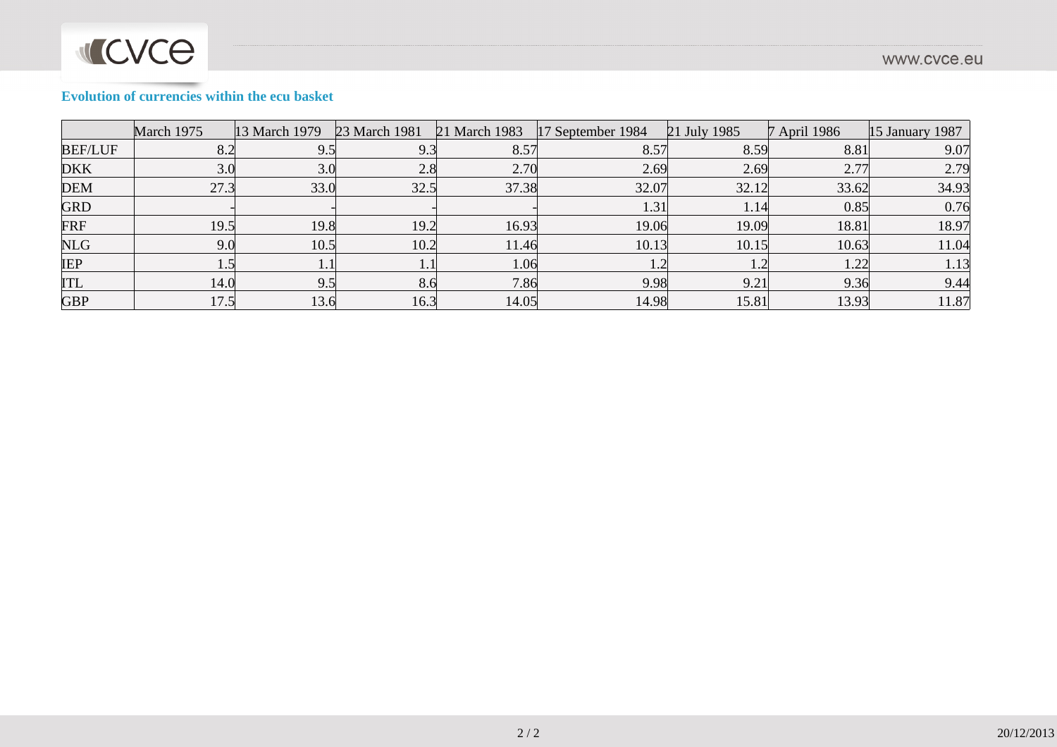**Evolution of currencies within the ecu basket**

| | March 1975 | 13 March 1979 | 23 March 1981 | 21 March 1983 | 17 September 1984 | 21 July 1985 | 7 April 1986 | 15 January 1987 |
|---|---|---|---|---|---|---|---|---|
| BEF/LUF | 8.2 | 9.5 | 9.3 | 8.57 | 8.57 | 8.59 | 8.81 | 9.07 |
| DKK | 3.0 | 3.0 | 2.8 | 2.70 | 2.69 | 2.69 | 2.77 | 2.79 |
| DEM | 27.3 | 33.0 | 32.5 | 37.38 | 32.07 | 32.12 | 33.62 | 34.93 |
| GRD | - | - | - | - | 1.31 | 1.14 | 0.85 | 0.76 |
| FRF | 19.5 | 19.8 | 19.2 | 16.93 | 19.06 | 19.09 | 18.81 | 18.97 |
| NLG | 9.0 | 10.5 | 10.2 | 11.46 | 10.13 | 10.15 | 10.63 | 11.04 |
| IEP | 1.5 | 1.1 | 1.1 | 1.06 | 1.2 | 1.2 | 1.22 | 1.13 |
| ITL | 14.0 | 9.5 | 8.6 | 7.86 | 9.98 | 9.21 | 9.36 | 9.44 |
| GBP | 17.5 | 13.6 | 16.3 | 14.05 | 14.98 | 15.81 | 13.93 | 11.87 |